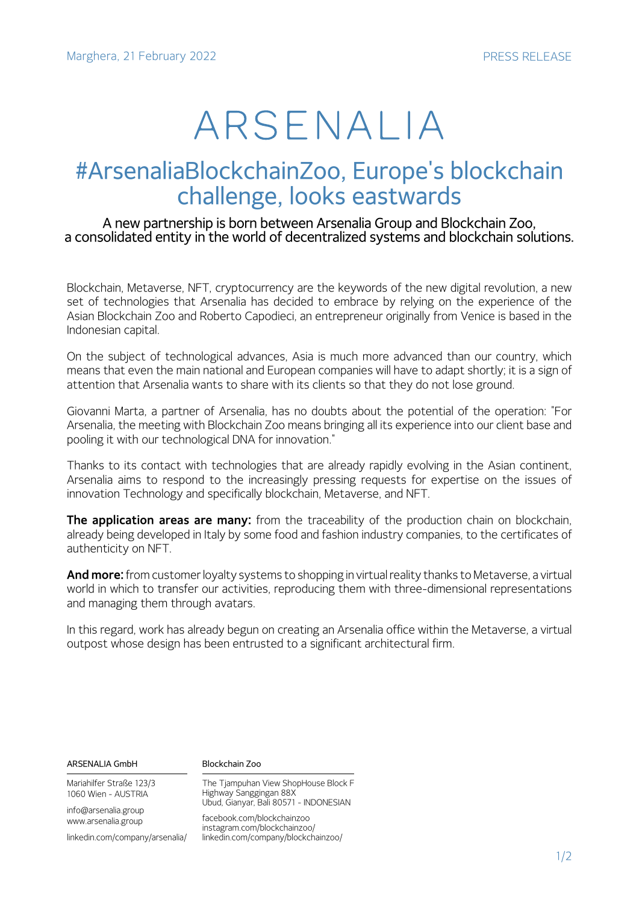Marghera, 21 February 2022

PRESS RELEASE

# ARSENALIA

## #ArsenaliaBlockchainZoo, Europe's blockchain challenge, looks eastwards

### A new partnership is born between Arsenalia Group and Blockchain Zoo, a consolidated entity in the world of decentralized systems and blockchain solutions.

Blockchain, Metaverse, NFT, cryptocurrency are the keywords of the new digital revolution, a new set of technologies that Arsenalia has decided to embrace by relying on the experience of the Asian Blockchain Zoo and Roberto Capodieci, an entrepreneur originally from Venice is based in the Indonesian capital.

On the subject of technological advances, Asia is much more advanced than our country, which means that even the main national and European companies will have to adapt shortly; it is a sign of attention that Arsenalia wants to share with its clients so that they do not lose ground.

Giovanni Marta, a partner of Arsenalia, has no doubts about the potential of the operation: "For Arsenalia, the meeting with Blockchain Zoo means bringing all its experience into our client base and pooling it with our technological DNA for innovation."

Thanks to its contact with technologies that are already rapidly evolving in the Asian continent, Arsenalia aims to respond to the increasingly pressing requests for expertise on the issues of innovation Technology and specifically blockchain, Metaverse, and NFT.

**The application areas are many:** from the traceability of the production chain on blockchain, already being developed in Italy by some food and fashion industry companies, to the certificates of authenticity on NFT.

**And more:** from customer loyalty systems to shopping in virtual reality thanks to Metaverse, a virtual world in which to transfer our activities, reproducing them with three-dimensional representations and managing them through avatars.

In this regard, work has already begun on creating an Arsenalia office within the Metaverse, a virtual outpost whose design has been entrusted to a significant architectural firm.

ARSENALIA GmbH

Mariahilfer Straße 123/3
1060 Wien - AUSTRIA

info@arsenalia.group
www.arsenalia.group

linkedin.com/company/arsenalia/

Blockchain Zoo

The Tjampuhan View ShopHouse Block F
Highway Sanggingan 88X
Ubud, Gianyar, Bali 80571 - INDONESIAN

facebook.com/blockchainzoo
instagram.com/blockchainzoo/
linkedin.com/company/blockchainzoo/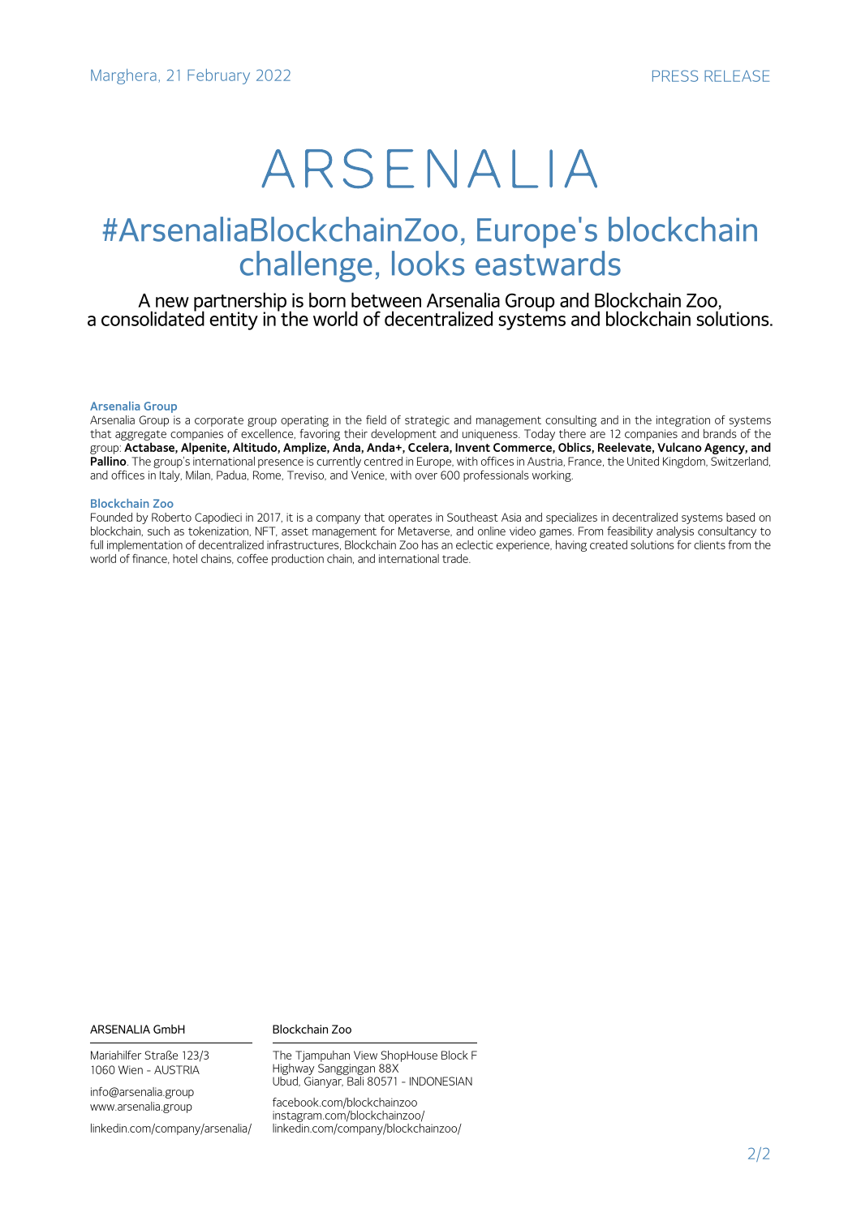Marghera, 21 February 2022

PRESS RELEASE

# ARSENALIA

## #ArsenaliaBlockchainZoo, Europe's blockchain challenge, looks eastwards

A new partnership is born between Arsenalia Group and Blockchain Zoo, a consolidated entity in the world of decentralized systems and blockchain solutions.

### Arsenalia Group

Arsenalia Group is a corporate group operating in the field of strategic and management consulting and in the integration of systems that aggregate companies of excellence, favoring their development and uniqueness. Today there are 12 companies and brands of the group: **Actabase, Alpenite, Altitudo, Amplize, Anda, Anda+, Ccelera, Invent Commerce, Oblics, Reelevate, Vulcano Agency, and Pallino**. The group's international presence is currently centred in Europe, with offices in Austria, France, the United Kingdom, Switzerland, and offices in Italy, Milan, Padua, Rome, Treviso, and Venice, with over 600 professionals working.

### Blockchain Zoo

Founded by Roberto Capodieci in 2017, it is a company that operates in Southeast Asia and specializes in decentralized systems based on blockchain, such as tokenization, NFT, asset management for Metaverse, and online video games. From feasibility analysis consultancy to full implementation of decentralized infrastructures, Blockchain Zoo has an eclectic experience, having created solutions for clients from the world of finance, hotel chains, coffee production chain, and international trade.

ARSENALIA GmbH

Mariahilfer Straße 123/3
1060 Wien - AUSTRIA

info@arsenalia.group
www.arsenalia.group

linkedin.com/company/arsenalia/

Blockchain Zoo

The Tjampuhan View ShopHouse Block F
Highway Sanggingan 88X
Ubud, Gianyar, Bali 80571 - INDONESIAN

facebook.com/blockchainzoo
instagram.com/blockchainzoo/
linkedin.com/company/blockchainzoo/